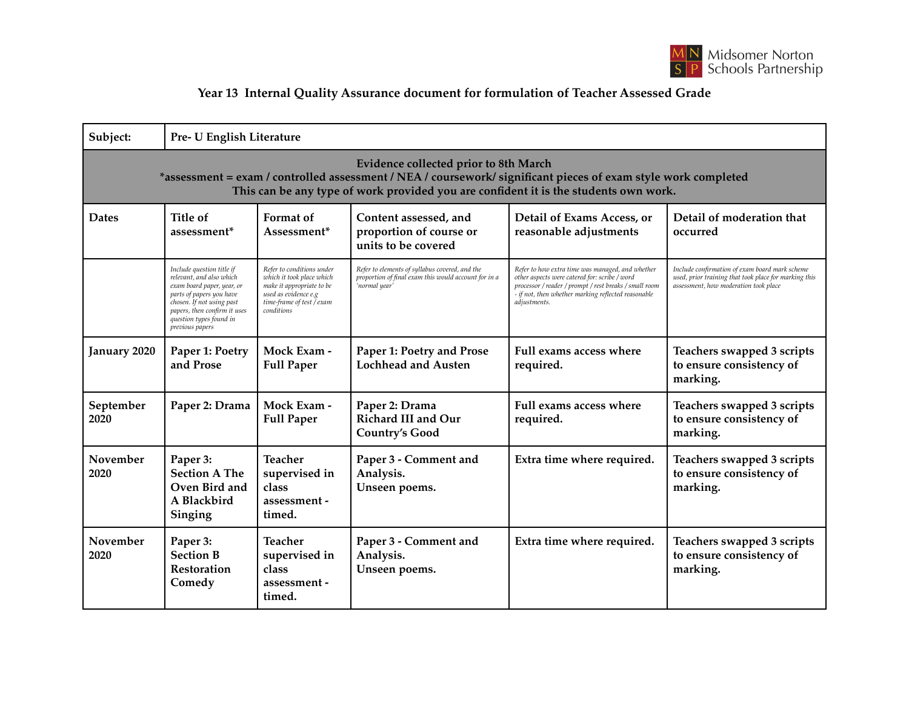Midsomer Norton Schools Partnership

## Year 13 Internal Quality Assurance document for formulation of Teacher Assessed Grade

| Subject: | Pre- U English Literature | | | | |
|---|---|---|---|---|---|
| **Evidence collected prior to 8th March** *assessment = exam / controlled assessment / NEA / coursework/ significant pieces of exam style work completed This can be any type of work provided you are confident it is the students own work. | | | | | |
| **Dates** | **Title of assessment*** | **Format of Assessment*** | **Content assessed, and proportion of course or units to be covered** | **Detail of Exams Access, or reasonable adjustments** | **Detail of moderation that occurred** |
| | *Include question title if relevant, and also which exam board paper, year, or parts of papers you have chosen. If not using past papers, then confirm it uses question types found in previous papers* | *Refer to conditions under which it took place which make it appropriate to be used as evidence e.g time-frame of test / exam conditions* | *Refer to elements of syllabus covered, and the proportion of final exam this would account for in a 'normal year'* | *Refer to how extra time was managed, and whether other aspects were catered for: scribe / word processor / reader / prompt / rest breaks / small room - if not, then whether marking reflected reasonable adjustments.* | *Include confirmation of exam board mark scheme used, prior training that took place for marking this assessment, how moderation took place* |
| January 2020 | Paper 1: Poetry and Prose | Mock Exam - Full Paper | Paper 1: Poetry and Prose Lochhead and Austen | Full exams access where required. | Teachers swapped 3 scripts to ensure consistency of marking. |
| September 2020 | Paper 2: Drama | Mock Exam - Full Paper | Paper 2: Drama Richard III and Our Country's Good | Full exams access where required. | Teachers swapped 3 scripts to ensure consistency of marking. |
| November 2020 | Paper 3: Section A The Oven Bird and A Blackbird Singing | Teacher supervised in class assessment - timed. | Paper 3 - Comment and Analysis. Unseen poems. | Extra time where required. | Teachers swapped 3 scripts to ensure consistency of marking. |
| November 2020 | Paper 3: Section B Restoration Comedy | Teacher supervised in class assessment - timed. | Paper 3 - Comment and Analysis. Unseen poems. | Extra time where required. | Teachers swapped 3 scripts to ensure consistency of marking. |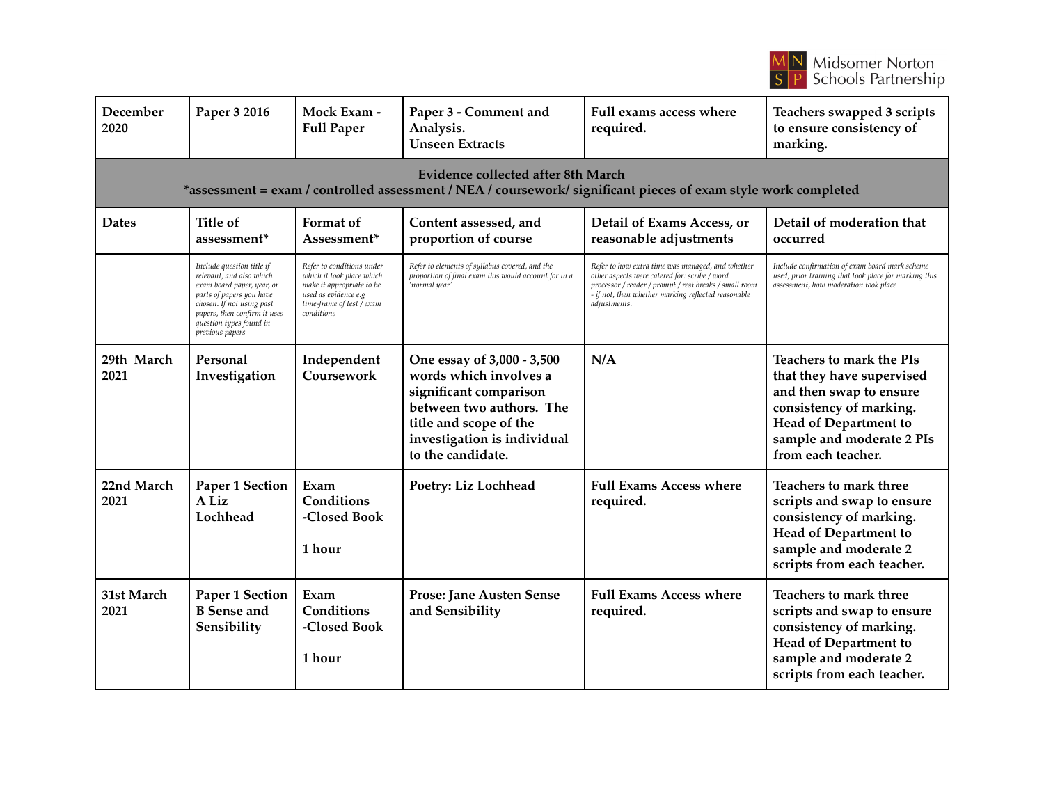| December 2020 | Paper 3 2016 | Mock Exam - Full Paper | Paper 3 - Comment and Analysis. Unseen Extracts | Full exams access where required. | Teachers swapped 3 scripts to ensure consistency of marking. |
|---|---|---|---|---|---|
| **Evidence collected after 8th March** *assessment = exam / controlled assessment / NEA / coursework/ significant pieces of exam style work completed | | | | | |
| **Dates** | **Title of assessment*** | **Format of Assessment*** | **Content assessed, and proportion of course** | **Detail of Exams Access, or reasonable adjustments** | **Detail of moderation that occurred** |
| | *Include question title if relevant, and also which exam board paper, year, or parts of papers you have chosen. If not using past papers, then confirm it uses question types found in previous papers* | *Refer to conditions under which it took place which make it appropriate to be used as evidence e.g time-frame of test / exam conditions* | *Refer to elements of syllabus covered, and the proportion of final exam this would account for in a 'normal year'* | *Refer to how extra time was managed, and whether other aspects were catered for: scribe / word processor / reader / prompt / rest breaks / small room - if not, then whether marking reflected reasonable adjustments.* | *Include confirmation of exam board mark scheme used, prior training that took place for marking this assessment, how moderation took place* |
| 29th March 2021 | Personal Investigation | Independent Coursework | One essay of 3,000 - 3,500 words which involves a significant comparison between two authors. The title and scope of the investigation is individual to the candidate. | N/A | Teachers to mark the PIs that they have supervised and then swap to ensure consistency of marking. Head of Department to sample and moderate 2 PIs from each teacher. |
| 22nd March 2021 | Paper 1 Section A Liz Lochhead | Exam Conditions -Closed Book<br><br>1 hour | Poetry: Liz Lochhead | Full Exams Access where required. | Teachers to mark three scripts and swap to ensure consistency of marking. Head of Department to sample and moderate 2 scripts from each teacher. |
| 31st March 2021 | Paper 1 Section B Sense and Sensibility | Exam Conditions -Closed Book<br><br>1 hour | Prose: Jane Austen Sense and Sensibility | Full Exams Access where required. | Teachers to mark three scripts and swap to ensure consistency of marking. Head of Department to sample and moderate 2 scripts from each teacher. |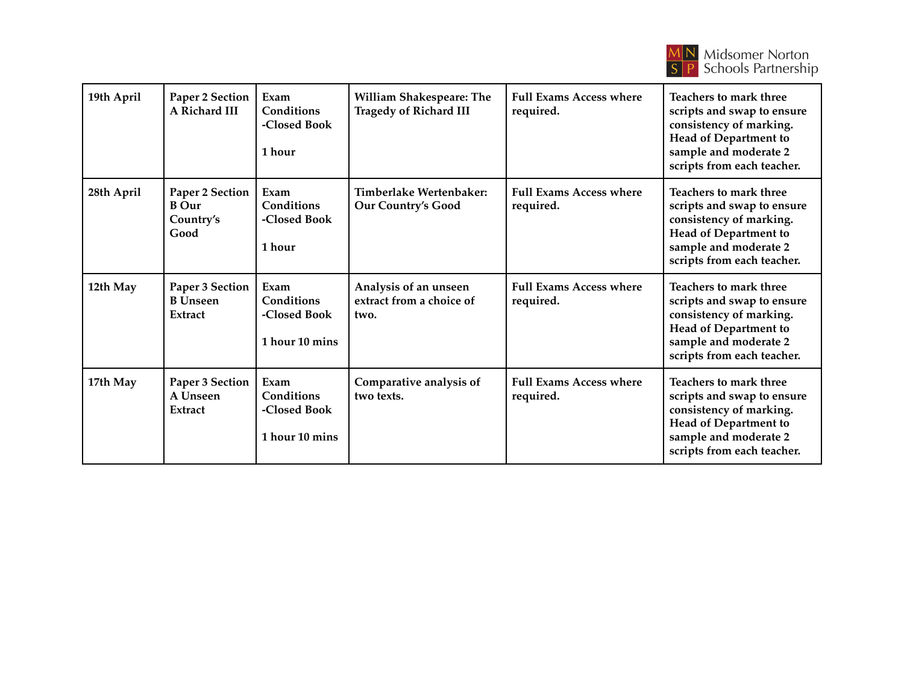| | | | | | |
|---|---|---|---|---|---|
| **19th April** | **Paper 2 Section A Richard III** | **Exam Conditions -Closed Book**<br><br>**1 hour** | **William Shakespeare: The Tragedy of Richard III** | **Full Exams Access where required.** | **Teachers to mark three scripts and swap to ensure consistency of marking. Head of Department to sample and moderate 2 scripts from each teacher.** |
| **28th April** | **Paper 2 Section B Our Country's Good** | **Exam Conditions -Closed Book**<br><br>**1 hour** | **Timberlake Wertenbaker: Our Country's Good** | **Full Exams Access where required.** | **Teachers to mark three scripts and swap to ensure consistency of marking. Head of Department to sample and moderate 2 scripts from each teacher.** |
| **12th May** | **Paper 3 Section B Unseen Extract** | **Exam Conditions -Closed Book**<br><br>**1 hour 10 mins** | **Analysis of an unseen extract from a choice of two.** | **Full Exams Access where required.** | **Teachers to mark three scripts and swap to ensure consistency of marking. Head of Department to sample and moderate 2 scripts from each teacher.** |
| **17th May** | **Paper 3 Section A Unseen Extract** | **Exam Conditions -Closed Book**<br><br>**1 hour 10 mins** | **Comparative analysis of two texts.** | **Full Exams Access where required.** | **Teachers to mark three scripts and swap to ensure consistency of marking. Head of Department to sample and moderate 2 scripts from each teacher.** |